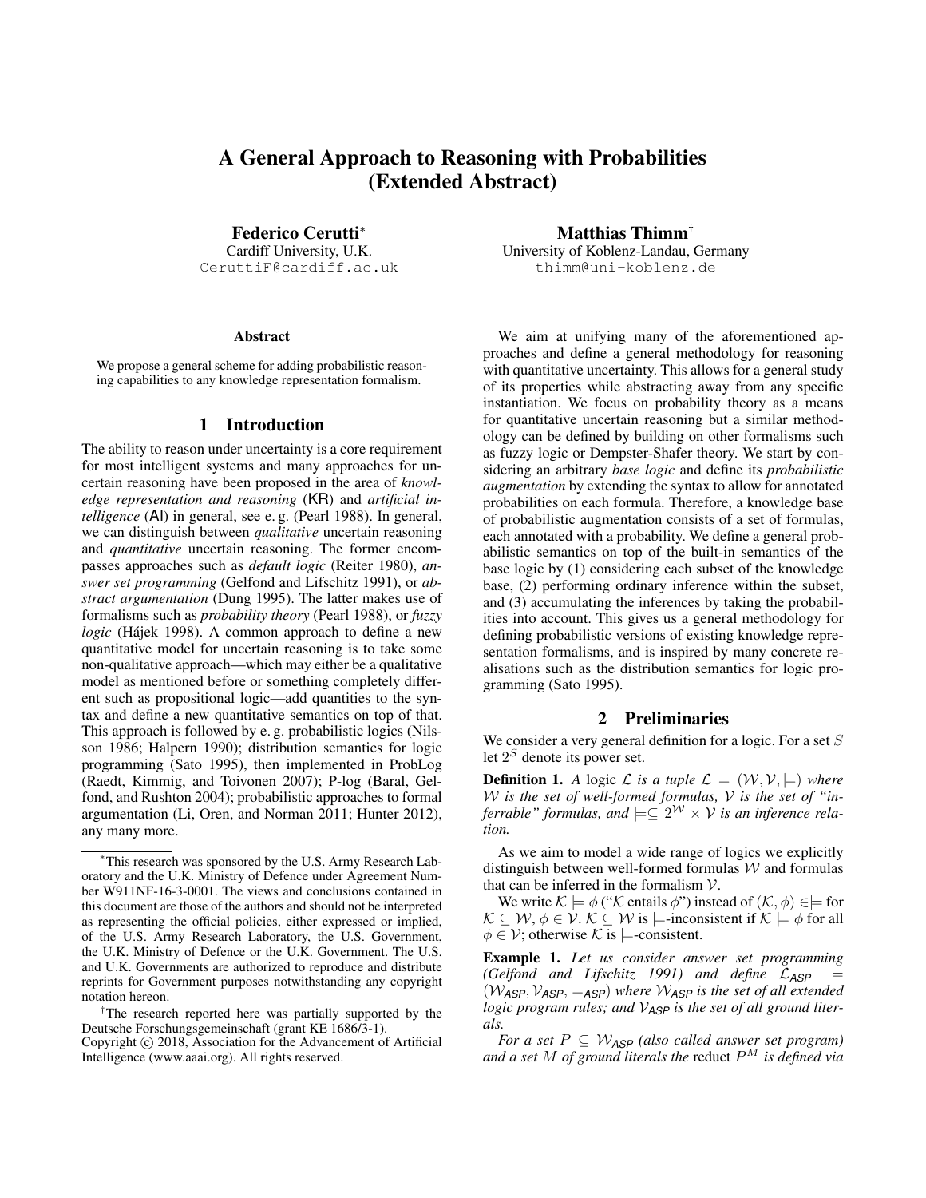# A General Approach to Reasoning with Probabilities (Extended Abstract)

**Federico Cerutti***
Cardiff University, U.K.
CeruttiF@cardiff.ac.uk

**Matthias Thimm†**
University of Koblenz-Landau, Germany
thimm@uni-koblenz.de

### Abstract

We propose a general scheme for adding probabilistic reasoning capabilities to any knowledge representation formalism.

## 1 Introduction

The ability to reason under uncertainty is a core requirement for most intelligent systems and many approaches for uncertain reasoning have been proposed in the area of *knowledge representation and reasoning* (KR) and *artificial intelligence* (AI) in general, see e. g. (Pearl 1988). In general, we can distinguish between *qualitative* uncertain reasoning and *quantitative* uncertain reasoning. The former encompasses approaches such as *default logic* (Reiter 1980), *answer set programming* (Gelfond and Lifschitz 1991), or *abstract argumentation* (Dung 1995). The latter makes use of formalisms such as *probability theory* (Pearl 1988), or *fuzzy logic* (Hájek 1998). A common approach to define a new quantitative model for uncertain reasoning is to take some non-qualitative approach—which may either be a qualitative model as mentioned before or something completely different such as propositional logic—add quantities to the syntax and define a new quantitative semantics on top of that. This approach is followed by e. g. probabilistic logics (Nilsson 1986; Halpern 1990); distribution semantics for logic programming (Sato 1995), then implemented in ProbLog (Raedt, Kimmig, and Toivonen 2007); P-log (Baral, Gelfond, and Rushton 2004); probabilistic approaches to formal argumentation (Li, Oren, and Norman 2011; Hunter 2012), any many more.

We aim at unifying many of the aforementioned approaches and define a general methodology for reasoning with quantitative uncertainty. This allows for a general study of its properties while abstracting away from any specific instantiation. We focus on probability theory as a means for quantitative uncertain reasoning but a similar methodology can be defined by building on other formalisms such as fuzzy logic or Dempster-Shafer theory. We start by considering an arbitrary *base logic* and define its *probabilistic augmentation* by extending the syntax to allow for annotated probabilities on each formula. Therefore, a knowledge base of probabilistic augmentation consists of a set of formulas, each annotated with a probability. We define a general probabilistic semantics on top of the built-in semantics of the base logic by (1) considering each subset of the knowledge base, (2) performing ordinary inference within the subset, and (3) accumulating the inferences by taking the probabilities into account. This gives us a general methodology for defining probabilistic versions of existing knowledge representation formalisms, and is inspired by many concrete realisations such as the distribution semantics for logic programming (Sato 1995).

## 2 Preliminaries

We consider a very general definition for a logic. For a set $S$ let $2^S$ denote its power set.

**Definition 1.** *A logic $\mathcal{L}$ is a tuple $\mathcal{L} = (\mathcal{W}, \mathcal{V}, \models)$ where $\mathcal{W}$ is the set of well-formed formulas, $\mathcal{V}$ is the set of "inferrable" formulas, and $\models \subseteq 2^{\mathcal{W}} \times \mathcal{V}$ is an inference relation.*

As we aim to model a wide range of logics we explicitly distinguish between well-formed formulas $\mathcal{W}$ and formulas that can be inferred in the formalism $\mathcal{V}$.

We write $\mathcal{K} \models \phi$ ("$\mathcal{K}$ entails $\phi$") instead of $(\mathcal{K}, \phi) \in \models$ for $\mathcal{K} \subseteq \mathcal{W}$, $\phi \in \mathcal{V}$. $\mathcal{K} \subseteq \mathcal{W}$ is $\models$-inconsistent if $\mathcal{K} \models \phi$ for all $\phi \in \mathcal{V}$; otherwise $\mathcal{K}$ is $\models$-consistent.

**Example 1.** *Let us consider answer set programming (Gelfond and Lifschitz 1991) and define $\mathcal{L}_{ASP} = (\mathcal{W}_{ASP}, \mathcal{V}_{ASP}, \models_{ASP})$ where $\mathcal{W}_{ASP}$ is the set of all extended logic program rules; and $\mathcal{V}_{ASP}$ is the set of all ground literals.*

*For a set $P \subseteq \mathcal{W}_{ASP}$ (also called answer set program) and a set $M$ of ground literals the* reduct *$P^M$ is defined via*

---

*This research was sponsored by the U.S. Army Research Laboratory and the U.K. Ministry of Defence under Agreement Number W911NF-16-3-0001. The views and conclusions contained in this document are those of the authors and should not be interpreted as representing the official policies, either expressed or implied, of the U.S. Army Research Laboratory, the U.S. Government, the U.K. Ministry of Defence or the U.K. Government. The U.S. and U.K. Governments are authorized to reproduce and distribute reprints for Government purposes notwithstanding any copyright notation hereon.

†The research reported here was partially supported by the Deutsche Forschungsgemeinschaft (grant KE 1686/3-1).

Copyright © 2018, Association for the Advancement of Artificial Intelligence (www.aaai.org). All rights reserved.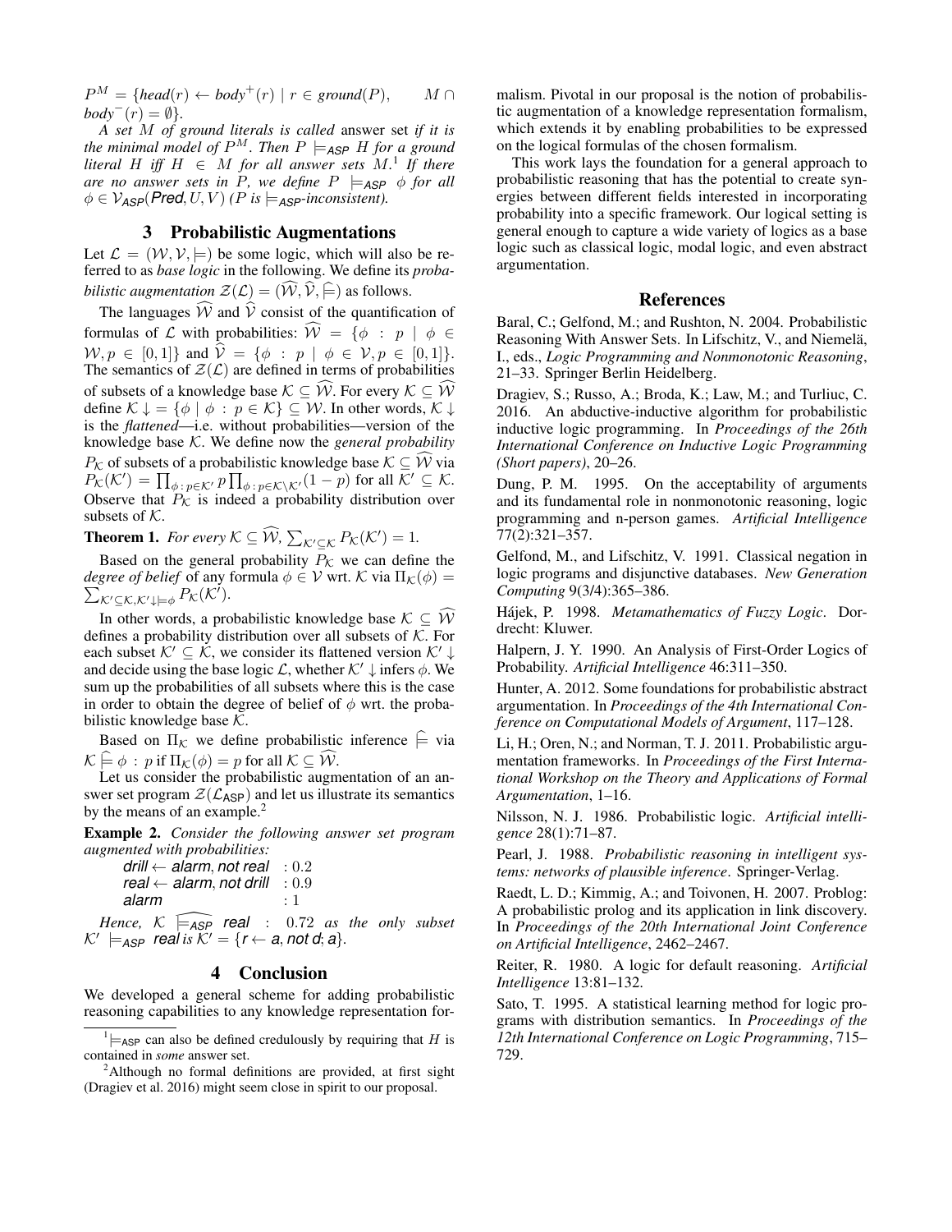$P^M = \{head(r) \leftarrow body^+(r) \mid r \in ground(P), \quad M \cap body^-(r) = \emptyset\}$.

*A set $M$ of ground literals is called* answer set *if it is the minimal model of $P^M$. Then $P \models_{ASP} H$ for a ground literal $H$ iff $H \in M$ for all answer sets $M$.*[1] *If there are no answer sets in $P$, we define $P \models_{ASP} \phi$ for all $\phi \in \mathcal{V}_{ASP}(Pred, U, V)$ ($P$ is $\models_{ASP}$-inconsistent).*

## 3 Probabilistic Augmentations

Let $\mathcal{L} = (\mathcal{W}, \mathcal{V}, \models)$ be some logic, which will also be referred to as *base logic* in the following. We define its *probabilistic augmentation* $\mathcal{Z}(\mathcal{L}) = (\widehat{\mathcal{W}}, \widehat{\mathcal{V}}, \widehat{\models})$ as follows.

The languages $\widehat{\mathcal{W}}$ and $\widehat{\mathcal{V}}$ consist of the quantification of formulas of $\mathcal{L}$ with probabilities: $\widehat{\mathcal{W}} = \{\phi : p \mid \phi \in \mathcal{W}, p \in [0,1]\}$ and $\widehat{\mathcal{V}} = \{\phi : p \mid \phi \in \mathcal{V}, p \in [0,1]\}$. The semantics of $\mathcal{Z}(\mathcal{L})$ are defined in terms of probabilities of subsets of a knowledge base $\mathcal{K} \subseteq \widehat{\mathcal{W}}$. For every $\mathcal{K} \subseteq \widehat{\mathcal{W}}$ define $\mathcal{K}\downarrow = \{\phi \mid \phi : p \in \mathcal{K}\} \subseteq \mathcal{W}$. In other words, $\mathcal{K}\downarrow$ is the *flattened*—i.e. without probabilities—version of the knowledge base $\mathcal{K}$. We define now the *general probability* $P_{\mathcal{K}}$ of subsets of a probabilistic knowledge base $\mathcal{K} \subseteq \widehat{\mathcal{W}}$ via $P_{\mathcal{K}}(\mathcal{K}') = \prod_{\phi : p \in \mathcal{K}'} p \prod_{\phi : p \in \mathcal{K} \setminus \mathcal{K}'} (1-p)$ for all $\mathcal{K}' \subseteq \mathcal{K}$. Observe that $P_{\mathcal{K}}$ is indeed a probability distribution over subsets of $\mathcal{K}$.

**Theorem 1.** *For every $\mathcal{K} \subseteq \widehat{\mathcal{W}}$, $\sum_{\mathcal{K}' \subseteq \mathcal{K}} P_{\mathcal{K}}(\mathcal{K}') = 1$.*

Based on the general probability $P_{\mathcal{K}}$ we can define the *degree of belief* of any formula $\phi \in \mathcal{V}$ wrt. $\mathcal{K}$ via $\Pi_{\mathcal{K}}(\phi) = \sum_{\mathcal{K}' \subseteq \mathcal{K}, \mathcal{K}'\downarrow \models \phi} P_{\mathcal{K}}(\mathcal{K}')$.

In other words, a probabilistic knowledge base $\mathcal{K} \subseteq \widehat{\mathcal{W}}$ defines a probability distribution over all subsets of $\mathcal{K}$. For each subset $\mathcal{K}' \subseteq \mathcal{K}$, we consider its flattened version $\mathcal{K}'\downarrow$ and decide using the base logic $\mathcal{L}$, whether $\mathcal{K}'\downarrow$ infers $\phi$. We sum up the probabilities of all subsets where this is the case in order to obtain the degree of belief of $\phi$ wrt. the probabilistic knowledge base $\mathcal{K}$.

Based on $\Pi_{\mathcal{K}}$ we define probabilistic inference $\widehat{\models}$ via $\mathcal{K} \widehat{\models} \phi : p$ if $\Pi_{\mathcal{K}}(\phi) = p$ for all $\mathcal{K} \subseteq \widehat{\mathcal{W}}$.

Let us consider the probabilistic augmentation of an answer set program $\mathcal{Z}(\mathcal{L}_{ASP})$ and let us illustrate its semantics by the means of an example.[2]

**Example 2.** *Consider the following answer set program augmented with probabilities:*

$drill \leftarrow alarm, not\ real \quad : 0.2$
$real \leftarrow alarm, not\ drill \quad : 0.9$
$alarm \quad : 1$

*Hence, $\mathcal{K} \widehat{\models_{ASP}} real : 0.72$ as the only subset $\mathcal{K}' \models_{ASP} real$ is $\mathcal{K}' = \{r \leftarrow a, not\ d; a\}$.*

## 4 Conclusion

We developed a general scheme for adding probabilistic reasoning capabilities to any knowledge representation formalism. Pivotal in our proposal is the notion of probabilistic augmentation of a knowledge representation formalism, which extends it by enabling probabilities to be expressed on the logical formulas of the chosen formalism.

This work lays the foundation for a general approach to probabilistic reasoning that has the potential to create synergies between different fields interested in incorporating probability into a specific framework. Our logical setting is general enough to capture a wide variety of logics as a base logic such as classical logic, modal logic, and even abstract argumentation.

[1] $\models_{ASP}$ can also be defined credulously by requiring that $H$ is contained in *some* answer set.

[2] Although no formal definitions are provided, at first sight (Dragiev et al. 2016) might seem close in spirit to our proposal.

## References

Baral, C.; Gelfond, M.; and Rushton, N. 2004. Probabilistic Reasoning With Answer Sets. In Lifschitz, V., and Niemelä, I., eds., *Logic Programming and Nonmonotonic Reasoning*, 21–33. Springer Berlin Heidelberg.

Dragiev, S.; Russo, A.; Broda, K.; Law, M.; and Turliuc, C. 2016. An abductive-inductive algorithm for probabilistic inductive logic programming. In *Proceedings of the 26th International Conference on Inductive Logic Programming (Short papers)*, 20–26.

Dung, P. M. 1995. On the acceptability of arguments and its fundamental role in nonmonotonic reasoning, logic programming and n-person games. *Artificial Intelligence* 77(2):321–357.

Gelfond, M., and Lifschitz, V. 1991. Classical negation in logic programs and disjunctive databases. *New Generation Computing* 9(3/4):365–386.

Hájek, P. 1998. *Metamathematics of Fuzzy Logic*. Dordrecht: Kluwer.

Halpern, J. Y. 1990. An Analysis of First-Order Logics of Probability. *Artificial Intelligence* 46:311–350.

Hunter, A. 2012. Some foundations for probabilistic abstract argumentation. In *Proceedings of the 4th International Conference on Computational Models of Argument*, 117–128.

Li, H.; Oren, N.; and Norman, T. J. 2011. Probabilistic argumentation frameworks. In *Proceedings of the First International Workshop on the Theory and Applications of Formal Argumentation*, 1–16.

Nilsson, N. J. 1986. Probabilistic logic. *Artificial intelligence* 28(1):71–87.

Pearl, J. 1988. *Probabilistic reasoning in intelligent systems: networks of plausible inference*. Springer-Verlag.

Raedt, L. D.; Kimmig, A.; and Toivonen, H. 2007. Problog: A probabilistic prolog and its application in link discovery. In *Proceedings of the 20th International Joint Conference on Artificial Intelligence*, 2462–2467.

Reiter, R. 1980. A logic for default reasoning. *Artificial Intelligence* 13:81–132.

Sato, T. 1995. A statistical learning method for logic programs with distribution semantics. In *Proceedings of the 12th International Conference on Logic Programming*, 715–729.